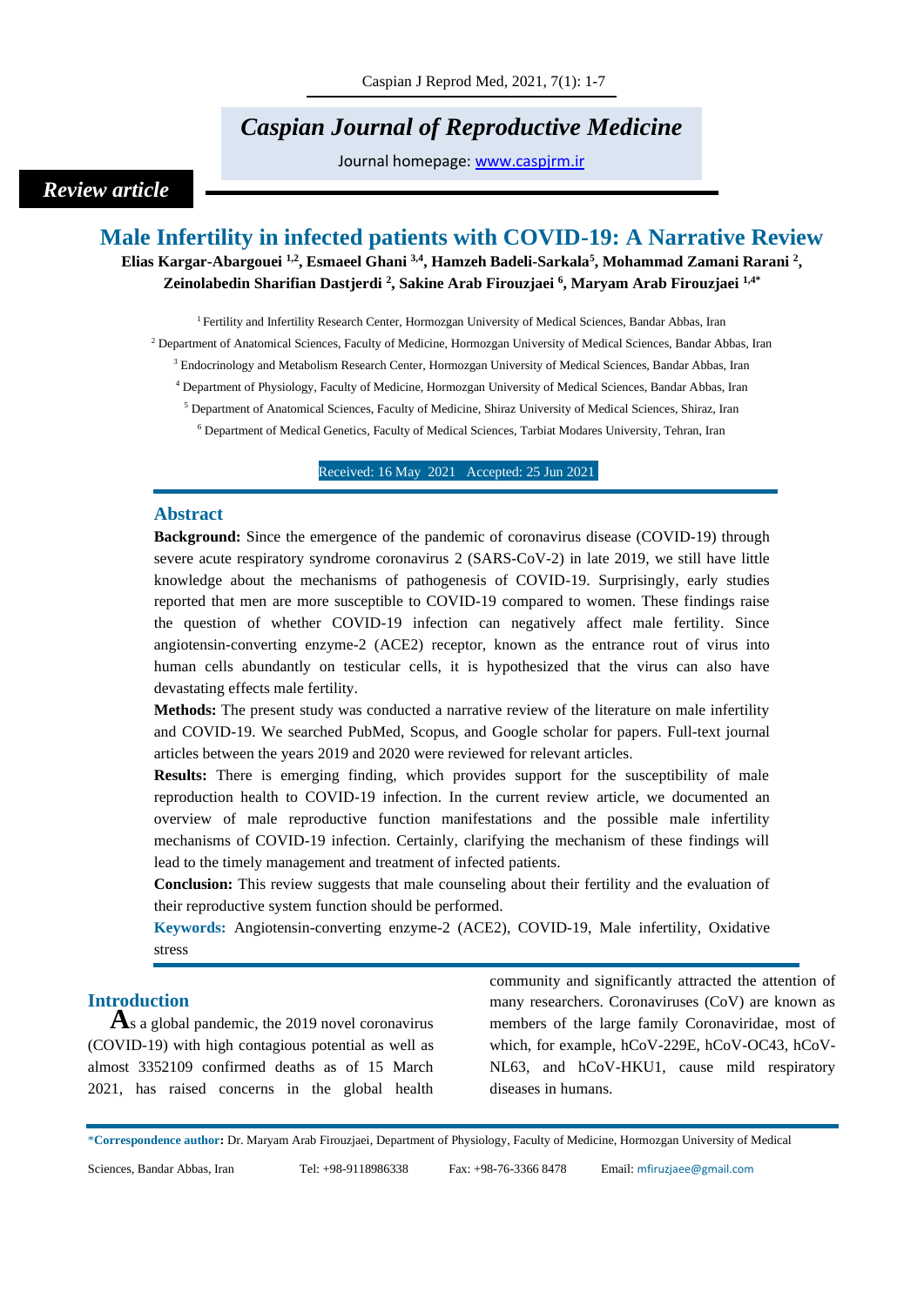*Caspian Journal of Reproductive Medicine*

Journal homepage: www.caspjrm.ir

*Review article*

# Male Infertility in infected patients with COVID-19: A Narrative Review

**Elias Kargar-Abargouei [1,2], Esmaeel Ghani [3,4], Hamzeh Badeli-Sarkala[5], Mohammad Zamani Rarani [2], Zeinolabedin Sharifian Dastjerdi [2], Sakine Arab Firouzjaei [6], Maryam Arab Firouzjaei [1,4*]**

[1] Fertility and Infertility Research Center, Hormozgan University of Medical Sciences, Bandar Abbas, Iran

[2] Department of Anatomical Sciences, Faculty of Medicine, Hormozgan University of Medical Sciences, Bandar Abbas, Iran

[3] Endocrinology and Metabolism Research Center, Hormozgan University of Medical Sciences, Bandar Abbas, Iran

[4] Department of Physiology, Faculty of Medicine, Hormozgan University of Medical Sciences, Bandar Abbas, Iran

[5] Department of Anatomical Sciences, Faculty of Medicine, Shiraz University of Medical Sciences, Shiraz, Iran

[6] Department of Medical Genetics, Faculty of Medical Sciences, Tarbiat Modares University, Tehran, Iran

Received: 16 May 2021 Accepted: 25 Jun 2021

## Abstract

**Background:** Since the emergence of the pandemic of coronavirus disease (COVID-19) through severe acute respiratory syndrome coronavirus 2 (SARS-CoV-2) in late 2019, we still have little knowledge about the mechanisms of pathogenesis of COVID-19. Surprisingly, early studies reported that men are more susceptible to COVID-19 compared to women. These findings raise the question of whether COVID-19 infection can negatively affect male fertility. Since angiotensin-converting enzyme-2 (ACE2) receptor, known as the entrance rout of virus into human cells abundantly on testicular cells, it is hypothesized that the virus can also have devastating effects male fertility.

**Methods:** The present study was conducted a narrative review of the literature on male infertility and COVID-19. We searched PubMed, Scopus, and Google scholar for papers. Full-text journal articles between the years 2019 and 2020 were reviewed for relevant articles.

**Results:** There is emerging finding, which provides support for the susceptibility of male reproduction health to COVID-19 infection. In the current review article, we documented an overview of male reproductive function manifestations and the possible male infertility mechanisms of COVID-19 infection. Certainly, clarifying the mechanism of these findings will lead to the timely management and treatment of infected patients.

**Conclusion:** This review suggests that male counseling about their fertility and the evaluation of their reproductive system function should be performed.

**Keywords:** Angiotensin-converting enzyme-2 (ACE2), COVID-19, Male infertility, Oxidative stress

## Introduction

As a global pandemic, the 2019 novel coronavirus (COVID-19) with high contagious potential as well as almost 3352109 confirmed deaths as of 15 March 2021, has raised concerns in the global health community and significantly attracted the attention of many researchers. Coronaviruses (CoV) are known as members of the large family Coronaviridae, most of which, for example, hCoV-229E, hCoV-OC43, hCoV-NL63, and hCoV-HKU1, cause mild respiratory diseases in humans.

*Correspondence author: Dr. Maryam Arab Firouzjaei, Department of Physiology, Faculty of Medicine, Hormozgan University of Medical Sciences, Bandar Abbas, Iran Tel: +98-9118986338 Fax: +98-76-3366 8478 Email: mfiruzjaee@gmail.com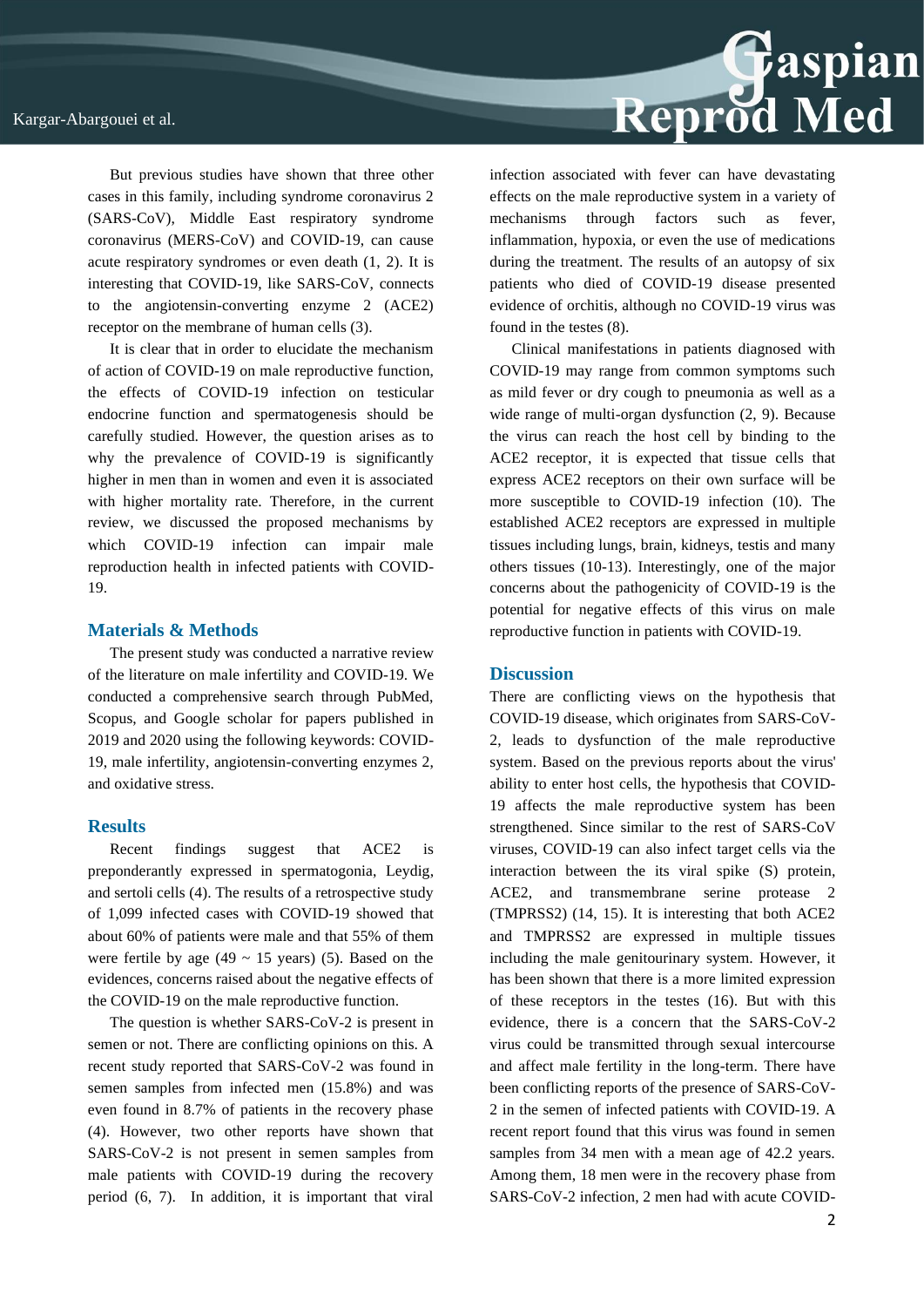But previous studies have shown that three other cases in this family, including syndrome coronavirus 2 (SARS-CoV), Middle East respiratory syndrome coronavirus (MERS-CoV) and COVID-19, can cause acute respiratory syndromes or even death (1, 2). It is interesting that COVID-19, like SARS-CoV, connects to the angiotensin-converting enzyme 2 (ACE2) receptor on the membrane of human cells (3).

It is clear that in order to elucidate the mechanism of action of COVID-19 on male reproductive function, the effects of COVID-19 infection on testicular endocrine function and spermatogenesis should be carefully studied. However, the question arises as to why the prevalence of COVID-19 is significantly higher in men than in women and even it is associated with higher mortality rate. Therefore, in the current review, we discussed the proposed mechanisms by which COVID-19 infection can impair male reproduction health in infected patients with COVID-19.

## Materials & Methods

The present study was conducted a narrative review of the literature on male infertility and COVID-19. We conducted a comprehensive search through PubMed, Scopus, and Google scholar for papers published in 2019 and 2020 using the following keywords: COVID-19, male infertility, angiotensin-converting enzymes 2, and oxidative stress.

## Results

Recent findings suggest that ACE2 is preponderantly expressed in spermatogonia, Leydig, and sertoli cells (4). The results of a retrospective study of 1,099 infected cases with COVID-19 showed that about 60% of patients were male and that 55% of them were fertile by age (49 ~ 15 years) (5). Based on the evidences, concerns raised about the negative effects of the COVID-19 on the male reproductive function.

The question is whether SARS-CoV-2 is present in semen or not. There are conflicting opinions on this. A recent study reported that SARS-CoV-2 was found in semen samples from infected men (15.8%) and was even found in 8.7% of patients in the recovery phase (4). However, two other reports have shown that SARS-CoV-2 is not present in semen samples from male patients with COVID-19 during the recovery period (6, 7). In addition, it is important that viral infection associated with fever can have devastating effects on the male reproductive system in a variety of mechanisms through factors such as fever, inflammation, hypoxia, or even the use of medications during the treatment. The results of an autopsy of six patients who died of COVID-19 disease presented evidence of orchitis, although no COVID-19 virus was found in the testes (8).

Clinical manifestations in patients diagnosed with COVID-19 may range from common symptoms such as mild fever or dry cough to pneumonia as well as a wide range of multi-organ dysfunction (2, 9). Because the virus can reach the host cell by binding to the ACE2 receptor, it is expected that tissue cells that express ACE2 receptors on their own surface will be more susceptible to COVID-19 infection (10). The established ACE2 receptors are expressed in multiple tissues including lungs, brain, kidneys, testis and many others tissues (10-13). Interestingly, one of the major concerns about the pathogenicity of COVID-19 is the potential for negative effects of this virus on male reproductive function in patients with COVID-19.

## Discussion

There are conflicting views on the hypothesis that COVID-19 disease, which originates from SARS-CoV-2, leads to dysfunction of the male reproductive system. Based on the previous reports about the virus' ability to enter host cells, the hypothesis that COVID-19 affects the male reproductive system has been strengthened. Since similar to the rest of SARS-CoV viruses, COVID-19 can also infect target cells via the interaction between the its viral spike (S) protein, ACE2, and transmembrane serine protease 2 (TMPRSS2) (14, 15). It is interesting that both ACE2 and TMPRSS2 are expressed in multiple tissues including the male genitourinary system. However, it has been shown that there is a more limited expression of these receptors in the testes (16). But with this evidence, there is a concern that the SARS-CoV-2 virus could be transmitted through sexual intercourse and affect male fertility in the long-term. There have been conflicting reports of the presence of SARS-CoV-2 in the semen of infected patients with COVID-19. A recent report found that this virus was found in semen samples from 34 men with a mean age of 42.2 years. Among them, 18 men were in the recovery phase from SARS-CoV-2 infection, 2 men had with acute COVID-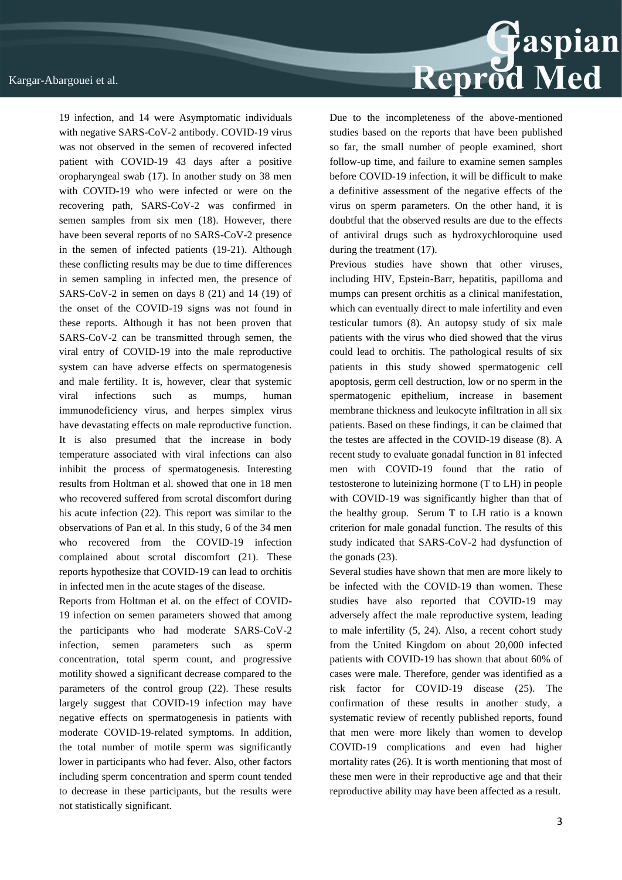19 infection, and 14 were Asymptomatic individuals with negative SARS-CoV-2 antibody. COVID-19 virus was not observed in the semen of recovered infected patient with COVID-19 43 days after a positive oropharyngeal swab (17). In another study on 38 men with COVID-19 who were infected or were on the recovering path, SARS-CoV-2 was confirmed in semen samples from six men (18). However, there have been several reports of no SARS-CoV-2 presence in the semen of infected patients (19-21). Although these conflicting results may be due to time differences in semen sampling in infected men, the presence of SARS-CoV-2 in semen on days 8 (21) and 14 (19) of the onset of the COVID-19 signs was not found in these reports. Although it has not been proven that SARS-CoV-2 can be transmitted through semen, the viral entry of COVID-19 into the male reproductive system can have adverse effects on spermatogenesis and male fertility. It is, however, clear that systemic viral infections such as mumps, human immunodeficiency virus, and herpes simplex virus have devastating effects on male reproductive function. It is also presumed that the increase in body temperature associated with viral infections can also inhibit the process of spermatogenesis. Interesting results from Holtman et al. showed that one in 18 men who recovered suffered from scrotal discomfort during his acute infection (22). This report was similar to the observations of Pan et al. In this study, 6 of the 34 men who recovered from the COVID-19 infection complained about scrotal discomfort (21). These reports hypothesize that COVID-19 can lead to orchitis in infected men in the acute stages of the disease.

Reports from Holtman et al. on the effect of COVID-19 infection on semen parameters showed that among the participants who had moderate SARS-CoV-2 infection, semen parameters such as sperm concentration, total sperm count, and progressive motility showed a significant decrease compared to the parameters of the control group (22). These results largely suggest that COVID-19 infection may have negative effects on spermatogenesis in patients with moderate COVID-19-related symptoms. In addition, the total number of motile sperm was significantly lower in participants who had fever. Also, other factors including sperm concentration and sperm count tended to decrease in these participants, but the results were not statistically significant.

Due to the incompleteness of the above-mentioned studies based on the reports that have been published so far, the small number of people examined, short follow-up time, and failure to examine semen samples before COVID-19 infection, it will be difficult to make a definitive assessment of the negative effects of the virus on sperm parameters. On the other hand, it is doubtful that the observed results are due to the effects of antiviral drugs such as hydroxychloroquine used during the treatment (17).

Previous studies have shown that other viruses, including HIV, Epstein-Barr, hepatitis, papilloma and mumps can present orchitis as a clinical manifestation, which can eventually direct to male infertility and even testicular tumors (8). An autopsy study of six male patients with the virus who died showed that the virus could lead to orchitis. The pathological results of six patients in this study showed spermatogenic cell apoptosis, germ cell destruction, low or no sperm in the spermatogenic epithelium, increase in basement membrane thickness and leukocyte infiltration in all six patients. Based on these findings, it can be claimed that the testes are affected in the COVID-19 disease (8). A recent study to evaluate gonadal function in 81 infected men with COVID-19 found that the ratio of testosterone to luteinizing hormone (T to LH) in people with COVID-19 was significantly higher than that of the healthy group. Serum T to LH ratio is a known criterion for male gonadal function. The results of this study indicated that SARS-CoV-2 had dysfunction of the gonads (23).

Several studies have shown that men are more likely to be infected with the COVID-19 than women. These studies have also reported that COVID-19 may adversely affect the male reproductive system, leading to male infertility (5, 24). Also, a recent cohort study from the United Kingdom on about 20,000 infected patients with COVID-19 has shown that about 60% of cases were male. Therefore, gender was identified as a risk factor for COVID-19 disease (25). The confirmation of these results in another study, a systematic review of recently published reports, found that men were more likely than women to develop COVID-19 complications and even had higher mortality rates (26). It is worth mentioning that most of these men were in their reproductive age and that their reproductive ability may have been affected as a result.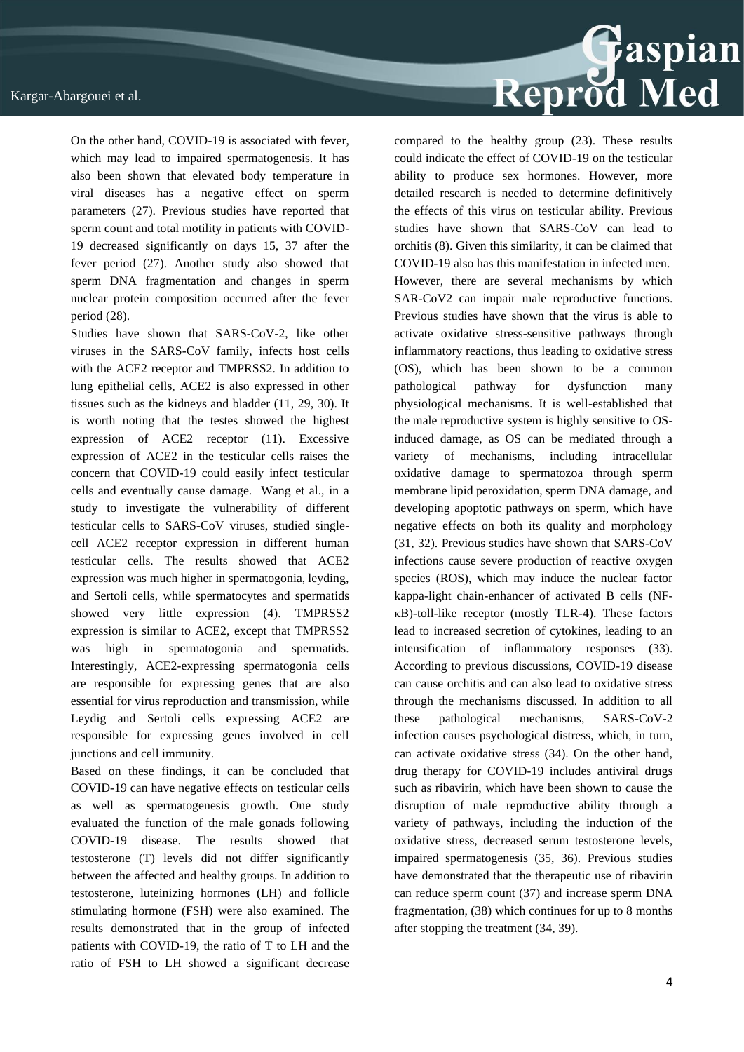On the other hand, COVID-19 is associated with fever, which may lead to impaired spermatogenesis. It has also been shown that elevated body temperature in viral diseases has a negative effect on sperm parameters (27). Previous studies have reported that sperm count and total motility in patients with COVID-19 decreased significantly on days 15, 37 after the fever period (27). Another study also showed that sperm DNA fragmentation and changes in sperm nuclear protein composition occurred after the fever period (28).

Studies have shown that SARS-CoV-2, like other viruses in the SARS-CoV family, infects host cells with the ACE2 receptor and TMPRSS2. In addition to lung epithelial cells, ACE2 is also expressed in other tissues such as the kidneys and bladder (11, 29, 30). It is worth noting that the testes showed the highest expression of ACE2 receptor (11). Excessive expression of ACE2 in the testicular cells raises the concern that COVID-19 could easily infect testicular cells and eventually cause damage. Wang et al., in a study to investigate the vulnerability of different testicular cells to SARS-CoV viruses, studied single-cell ACE2 receptor expression in different human testicular cells. The results showed that ACE2 expression was much higher in spermatogonia, leyding, and Sertoli cells, while spermatocytes and spermatids showed very little expression (4). TMPRSS2 expression is similar to ACE2, except that TMPRSS2 was high in spermatogonia and spermatids. Interestingly, ACE2-expressing spermatogonia cells are responsible for expressing genes that are also essential for virus reproduction and transmission, while Leydig and Sertoli cells expressing ACE2 are responsible for expressing genes involved in cell junctions and cell immunity.

Based on these findings, it can be concluded that COVID-19 can have negative effects on testicular cells as well as spermatogenesis growth. One study evaluated the function of the male gonads following COVID-19 disease. The results showed that testosterone (T) levels did not differ significantly between the affected and healthy groups. In addition to testosterone, luteinizing hormones (LH) and follicle stimulating hormone (FSH) were also examined. The results demonstrated that in the group of infected patients with COVID-19, the ratio of T to LH and the ratio of FSH to LH showed a significant decrease compared to the healthy group (23). These results could indicate the effect of COVID-19 on the testicular ability to produce sex hormones. However, more detailed research is needed to determine definitively the effects of this virus on testicular ability. Previous studies have shown that SARS-CoV can lead to orchitis (8). Given this similarity, it can be claimed that COVID-19 also has this manifestation in infected men.

However, there are several mechanisms by which SAR-CoV2 can impair male reproductive functions. Previous studies have shown that the virus is able to activate oxidative stress-sensitive pathways through inflammatory reactions, thus leading to oxidative stress (OS), which has been shown to be a common pathological pathway for dysfunction many physiological mechanisms. It is well-established that the male reproductive system is highly sensitive to OS-induced damage, as OS can be mediated through a variety of mechanisms, including intracellular oxidative damage to spermatozoa through sperm membrane lipid peroxidation, sperm DNA damage, and developing apoptotic pathways on sperm, which have negative effects on both its quality and morphology (31, 32). Previous studies have shown that SARS-CoV infections cause severe production of reactive oxygen species (ROS), which may induce the nuclear factor kappa-light chain-enhancer of activated B cells (NF-κB)-toll-like receptor (mostly TLR-4). These factors lead to increased secretion of cytokines, leading to an intensification of inflammatory responses (33). According to previous discussions, COVID-19 disease can cause orchitis and can also lead to oxidative stress through the mechanisms discussed. In addition to all these pathological mechanisms, SARS-CoV-2 infection causes psychological distress, which, in turn, can activate oxidative stress (34). On the other hand, drug therapy for COVID-19 includes antiviral drugs such as ribavirin, which have been shown to cause the disruption of male reproductive ability through a variety of pathways, including the induction of the oxidative stress, decreased serum testosterone levels, impaired spermatogenesis (35, 36). Previous studies have demonstrated that the therapeutic use of ribavirin can reduce sperm count (37) and increase sperm DNA fragmentation, (38) which continues for up to 8 months after stopping the treatment (34, 39).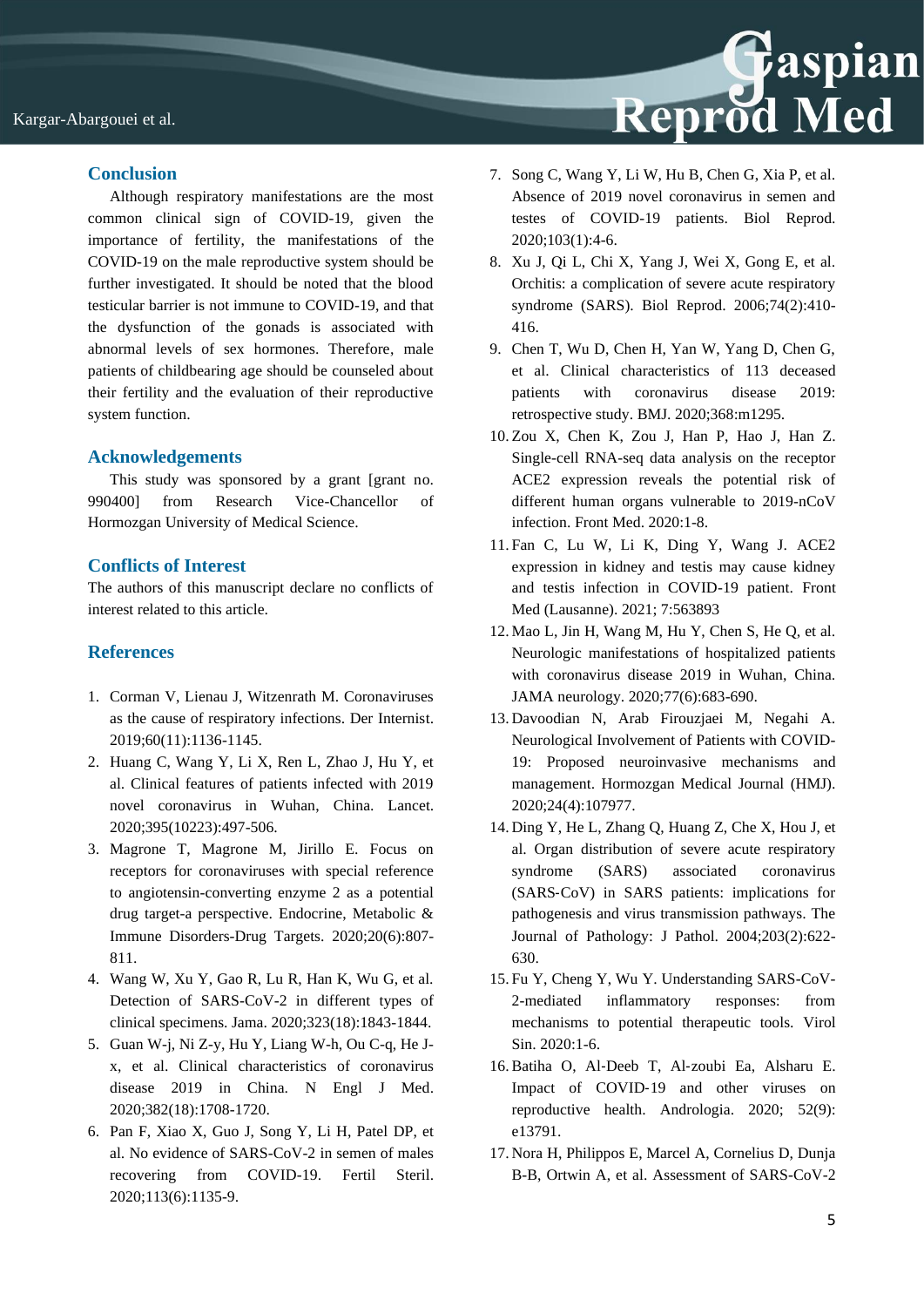## Conclusion

Although respiratory manifestations are the most common clinical sign of COVID-19, given the importance of fertility, the manifestations of the COVID-19 on the male reproductive system should be further investigated. It should be noted that the blood testicular barrier is not immune to COVID-19, and that the dysfunction of the gonads is associated with abnormal levels of sex hormones. Therefore, male patients of childbearing age should be counseled about their fertility and the evaluation of their reproductive system function.

## Acknowledgements

This study was sponsored by a grant [grant no. 990400] from Research Vice-Chancellor of Hormozgan University of Medical Science.

## Conflicts of Interest

The authors of this manuscript declare no conflicts of interest related to this article.

## References

1. Corman V, Lienau J, Witzenrath M. Coronaviruses as the cause of respiratory infections. Der Internist. 2019;60(11):1136-1145.
2. Huang C, Wang Y, Li X, Ren L, Zhao J, Hu Y, et al. Clinical features of patients infected with 2019 novel coronavirus in Wuhan, China. Lancet. 2020;395(10223):497-506.
3. Magrone T, Magrone M, Jirillo E. Focus on receptors for coronaviruses with special reference to angiotensin-converting enzyme 2 as a potential drug target-a perspective. Endocrine, Metabolic & Immune Disorders-Drug Targets. 2020;20(6):807-811.
4. Wang W, Xu Y, Gao R, Lu R, Han K, Wu G, et al. Detection of SARS-CoV-2 in different types of clinical specimens. Jama. 2020;323(18):1843-1844.
5. Guan W-j, Ni Z-y, Hu Y, Liang W-h, Ou C-q, He J-x, et al. Clinical characteristics of coronavirus disease 2019 in China. N Engl J Med. 2020;382(18):1708-1720.
6. Pan F, Xiao X, Guo J, Song Y, Li H, Patel DP, et al. No evidence of SARS-CoV-2 in semen of males recovering from COVID-19. Fertil Steril. 2020;113(6):1135-9.
7. Song C, Wang Y, Li W, Hu B, Chen G, Xia P, et al. Absence of 2019 novel coronavirus in semen and testes of COVID-19 patients. Biol Reprod. 2020;103(1):4-6.
8. Xu J, Qi L, Chi X, Yang J, Wei X, Gong E, et al. Orchitis: a complication of severe acute respiratory syndrome (SARS). Biol Reprod. 2006;74(2):410-416.
9. Chen T, Wu D, Chen H, Yan W, Yang D, Chen G, et al. Clinical characteristics of 113 deceased patients with coronavirus disease 2019: retrospective study. BMJ. 2020;368:m1295.
10. Zou X, Chen K, Zou J, Han P, Hao J, Han Z. Single-cell RNA-seq data analysis on the receptor ACE2 expression reveals the potential risk of different human organs vulnerable to 2019-nCoV infection. Front Med. 2020:1-8.
11. Fan C, Lu W, Li K, Ding Y, Wang J. ACE2 expression in kidney and testis may cause kidney and testis infection in COVID-19 patient. Front Med (Lausanne). 2021; 7:563893
12. Mao L, Jin H, Wang M, Hu Y, Chen S, He Q, et al. Neurologic manifestations of hospitalized patients with coronavirus disease 2019 in Wuhan, China. JAMA neurology. 2020;77(6):683-690.
13. Davoodian N, Arab Firouzjaei M, Negahi A. Neurological Involvement of Patients with COVID-19: Proposed neuroinvasive mechanisms and management. Hormozgan Medical Journal (HMJ). 2020;24(4):107977.
14. Ding Y, He L, Zhang Q, Huang Z, Che X, Hou J, et al. Organ distribution of severe acute respiratory syndrome (SARS) associated coronavirus (SARS‐CoV) in SARS patients: implications for pathogenesis and virus transmission pathways. The Journal of Pathology: J Pathol. 2004;203(2):622-630.
15. Fu Y, Cheng Y, Wu Y. Understanding SARS-CoV-2-mediated inflammatory responses: from mechanisms to potential therapeutic tools. Virol Sin. 2020:1-6.
16. Batiha O, Al‐Deeb T, Al‐zoubi Ea, Alsharu E. Impact of COVID‐19 and other viruses on reproductive health. Andrologia. 2020; 52(9): e13791.
17. Nora H, Philippos E, Marcel A, Cornelius D, Dunja B-B, Ortwin A, et al. Assessment of SARS-CoV-2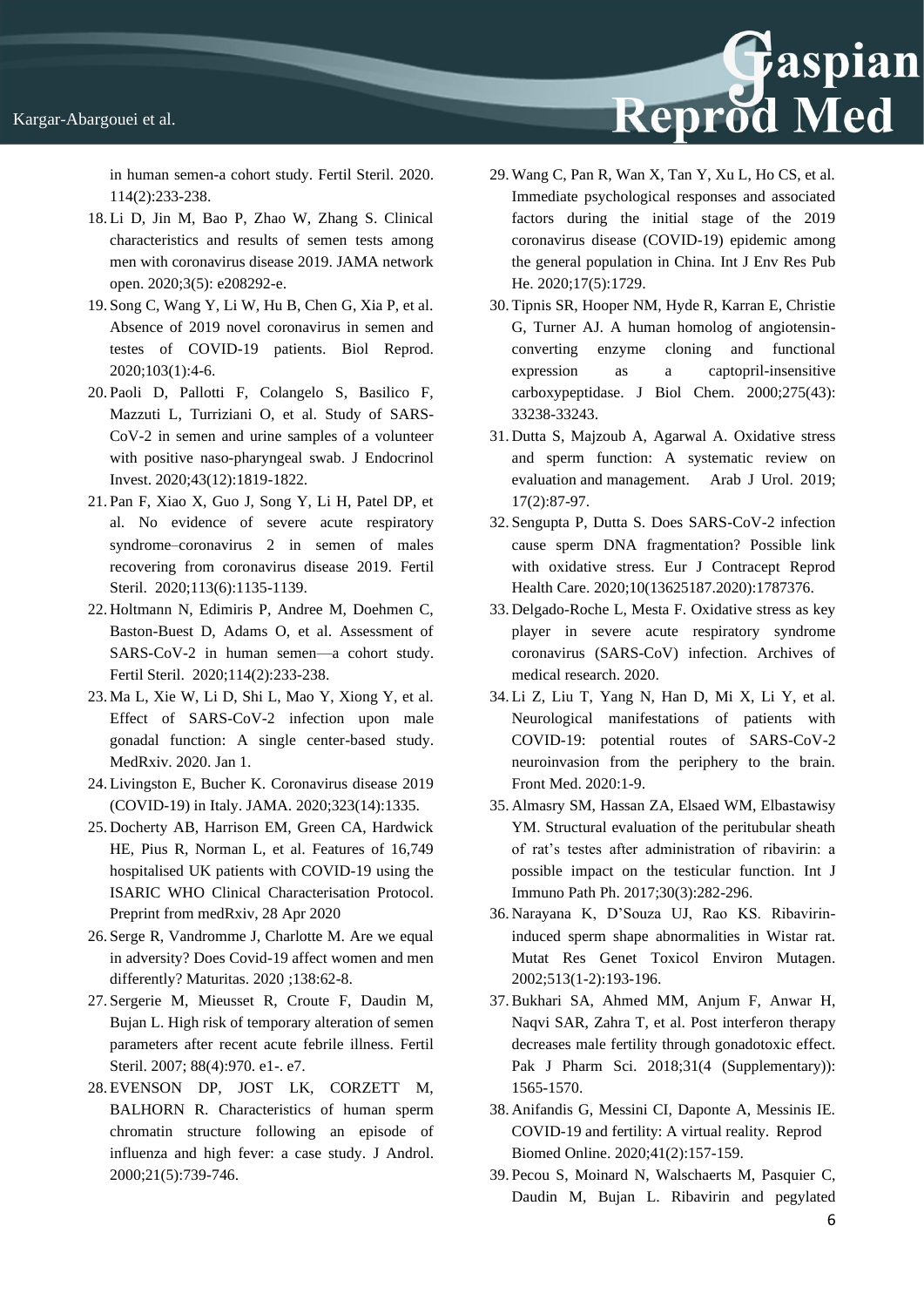in human semen-a cohort study. Fertil Steril. 2020. 114(2):233-238.

18. Li D, Jin M, Bao P, Zhao W, Zhang S. Clinical characteristics and results of semen tests among men with coronavirus disease 2019. JAMA network open. 2020;3(5): e208292-e.
19. Song C, Wang Y, Li W, Hu B, Chen G, Xia P, et al. Absence of 2019 novel coronavirus in semen and testes of COVID-19 patients. Biol Reprod. 2020;103(1):4-6.
20. Paoli D, Pallotti F, Colangelo S, Basilico F, Mazzuti L, Turriziani O, et al. Study of SARS-CoV-2 in semen and urine samples of a volunteer with positive naso-pharyngeal swab. J Endocrinol Invest. 2020;43(12):1819-1822.
21. Pan F, Xiao X, Guo J, Song Y, Li H, Patel DP, et al. No evidence of severe acute respiratory syndrome–coronavirus 2 in semen of males recovering from coronavirus disease 2019. Fertil Steril. 2020;113(6):1135-1139.
22. Holtmann N, Edimiris P, Andree M, Doehmen C, Baston-Buest D, Adams O, et al. Assessment of SARS-CoV-2 in human semen—a cohort study. Fertil Steril. 2020;114(2):233-238.
23. Ma L, Xie W, Li D, Shi L, Mao Y, Xiong Y, et al. Effect of SARS-CoV-2 infection upon male gonadal function: A single center-based study. MedRxiv. 2020. Jan 1.
24. Livingston E, Bucher K. Coronavirus disease 2019 (COVID-19) in Italy. JAMA. 2020;323(14):1335.
25. Docherty AB, Harrison EM, Green CA, Hardwick HE, Pius R, Norman L, et al. Features of 16,749 hospitalised UK patients with COVID-19 using the ISARIC WHO Clinical Characterisation Protocol. Preprint from medRxiv, 28 Apr 2020
26. Serge R, Vandromme J, Charlotte M. Are we equal in adversity? Does Covid-19 affect women and men differently? Maturitas. 2020 ;138:62-8.
27. Sergerie M, Mieusset R, Croute F, Daudin M, Bujan L. High risk of temporary alteration of semen parameters after recent acute febrile illness. Fertil Steril. 2007; 88(4):970. e1-. e7.
28. EVENSON DP, JOST LK, CORZETT M, BALHORN R. Characteristics of human sperm chromatin structure following an episode of influenza and high fever: a case study. J Androl. 2000;21(5):739-746.
29. Wang C, Pan R, Wan X, Tan Y, Xu L, Ho CS, et al. Immediate psychological responses and associated factors during the initial stage of the 2019 coronavirus disease (COVID-19) epidemic among the general population in China. Int J Env Res Pub He. 2020;17(5):1729.
30. Tipnis SR, Hooper NM, Hyde R, Karran E, Christie G, Turner AJ. A human homolog of angiotensin-converting enzyme cloning and functional expression as a captopril-insensitive carboxypeptidase. J Biol Chem. 2000;275(43): 33238-33243.
31. Dutta S, Majzoub A, Agarwal A. Oxidative stress and sperm function: A systematic review on evaluation and management. Arab J Urol. 2019; 17(2):87-97.
32. Sengupta P, Dutta S. Does SARS-CoV-2 infection cause sperm DNA fragmentation? Possible link with oxidative stress. Eur J Contracept Reprod Health Care. 2020;10(13625187.2020):1787376.
33. Delgado-Roche L, Mesta F. Oxidative stress as key player in severe acute respiratory syndrome coronavirus (SARS-CoV) infection. Archives of medical research. 2020.
34. Li Z, Liu T, Yang N, Han D, Mi X, Li Y, et al. Neurological manifestations of patients with COVID-19: potential routes of SARS-CoV-2 neuroinvasion from the periphery to the brain. Front Med. 2020:1-9.
35. Almasry SM, Hassan ZA, Elsaed WM, Elbastawisy YM. Structural evaluation of the peritubular sheath of rat's testes after administration of ribavirin: a possible impact on the testicular function. Int J Immuno Path Ph. 2017;30(3):282-296.
36. Narayana K, D'Souza UJ, Rao KS. Ribavirin-induced sperm shape abnormalities in Wistar rat. Mutat Res Genet Toxicol Environ Mutagen. 2002;513(1-2):193-196.
37. Bukhari SA, Ahmed MM, Anjum F, Anwar H, Naqvi SAR, Zahra T, et al. Post interferon therapy decreases male fertility through gonadotoxic effect. Pak J Pharm Sci. 2018;31(4 (Supplementary)): 1565-1570.
38. Anifandis G, Messini CI, Daponte A, Messinis IE. COVID-19 and fertility: A virtual reality. Reprod Biomed Online. 2020;41(2):157-159.
39. Pecou S, Moinard N, Walschaerts M, Pasquier C, Daudin M, Bujan L. Ribavirin and pegylated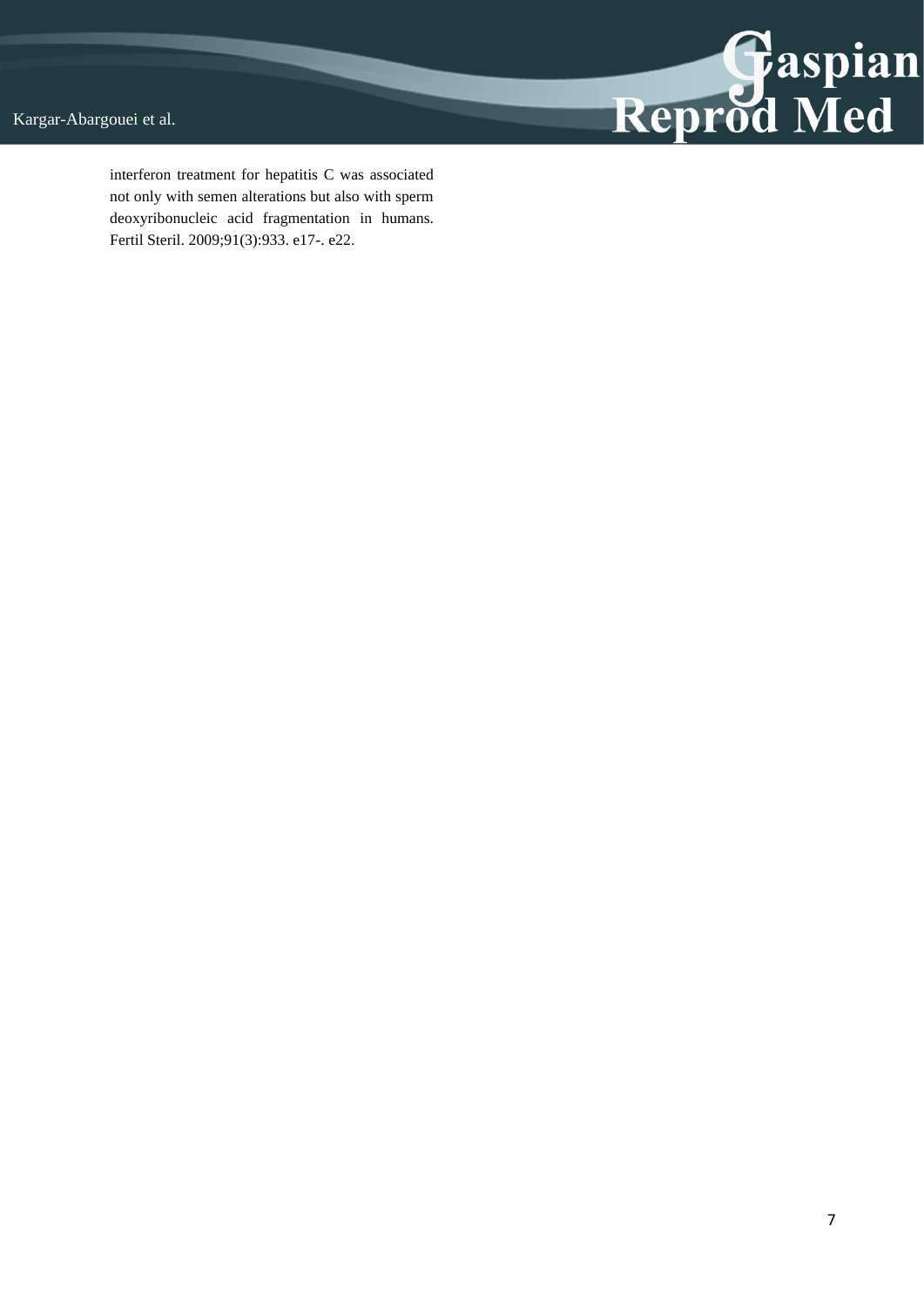interferon treatment for hepatitis C was associated not only with semen alterations but also with sperm deoxyribonucleic acid fragmentation in humans. Fertil Steril. 2009;91(3):933. e17-. e22.